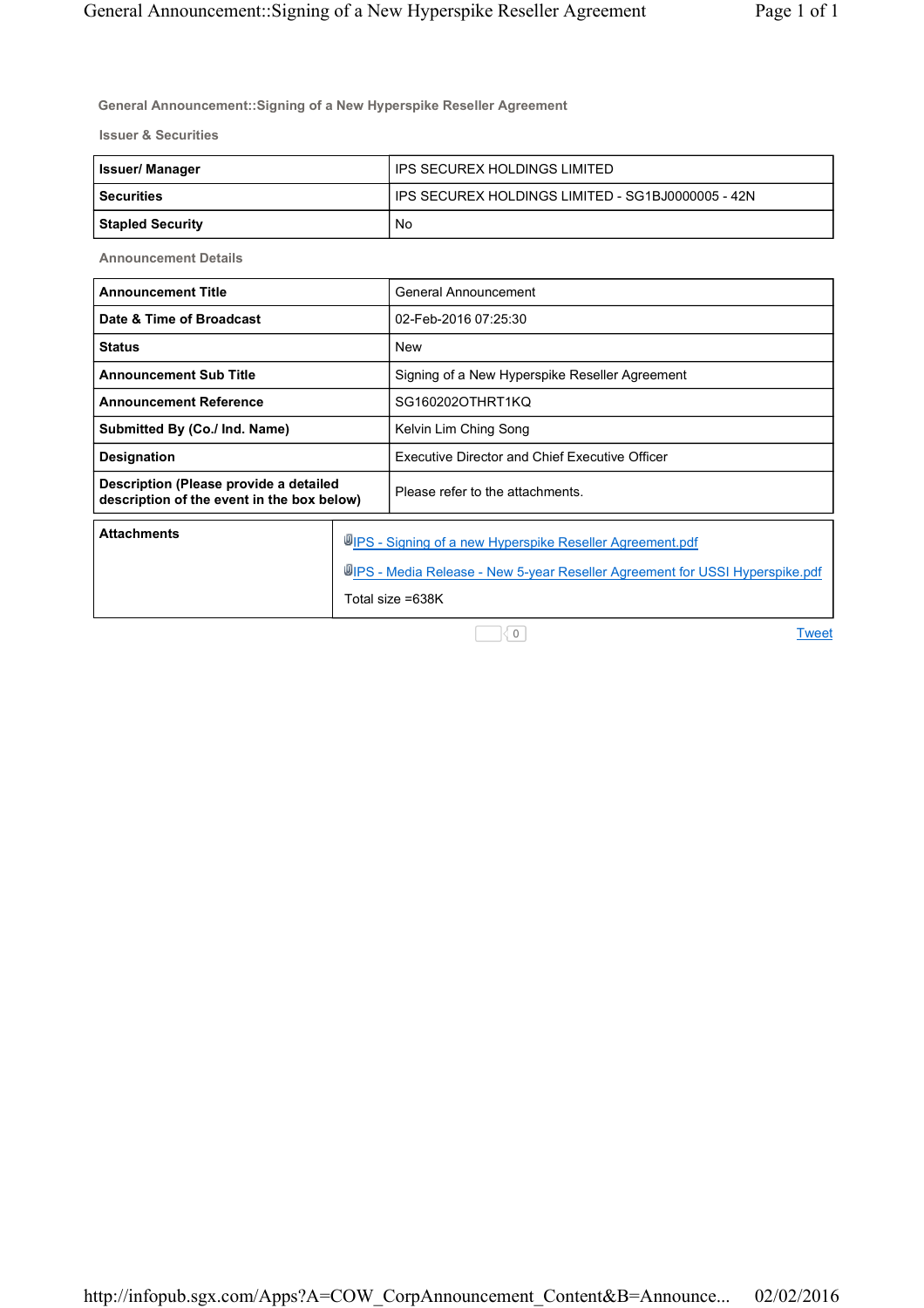## General Announcement::Signing of a New Hyperspike Reseller Agreement

### Issuer & Securities

| | |
|---|---|
| **Issuer/ Manager** | IPS SECUREX HOLDINGS LIMITED |
| **Securities** | IPS SECUREX HOLDINGS LIMITED - SG1BJ0000005 - 42N |
| **Stapled Security** | No |

### Announcement Details

| | |
|---|---|
| **Announcement Title** | General Announcement |
| **Date & Time of Broadcast** | 02-Feb-2016 07:25:30 |
| **Status** | New |
| **Announcement Sub Title** | Signing of a New Hyperspike Reseller Agreement |
| **Announcement Reference** | SG160202OTHRT1KQ |
| **Submitted By (Co./ Ind. Name)** | Kelvin Lim Ching Song |
| **Designation** | Executive Director and Chief Executive Officer |
| **Description (Please provide a detailed description of the event in the box below)** | Please refer to the attachments. |

| | |
|---|---|
| **Attachments** | IPS - Signing of a new Hyperspike Reseller Agreement.pdf<br>IPS - Media Release - New 5-year Reseller Agreement for USSI Hyperspike.pdf<br>Total size =638K |

0 Tweet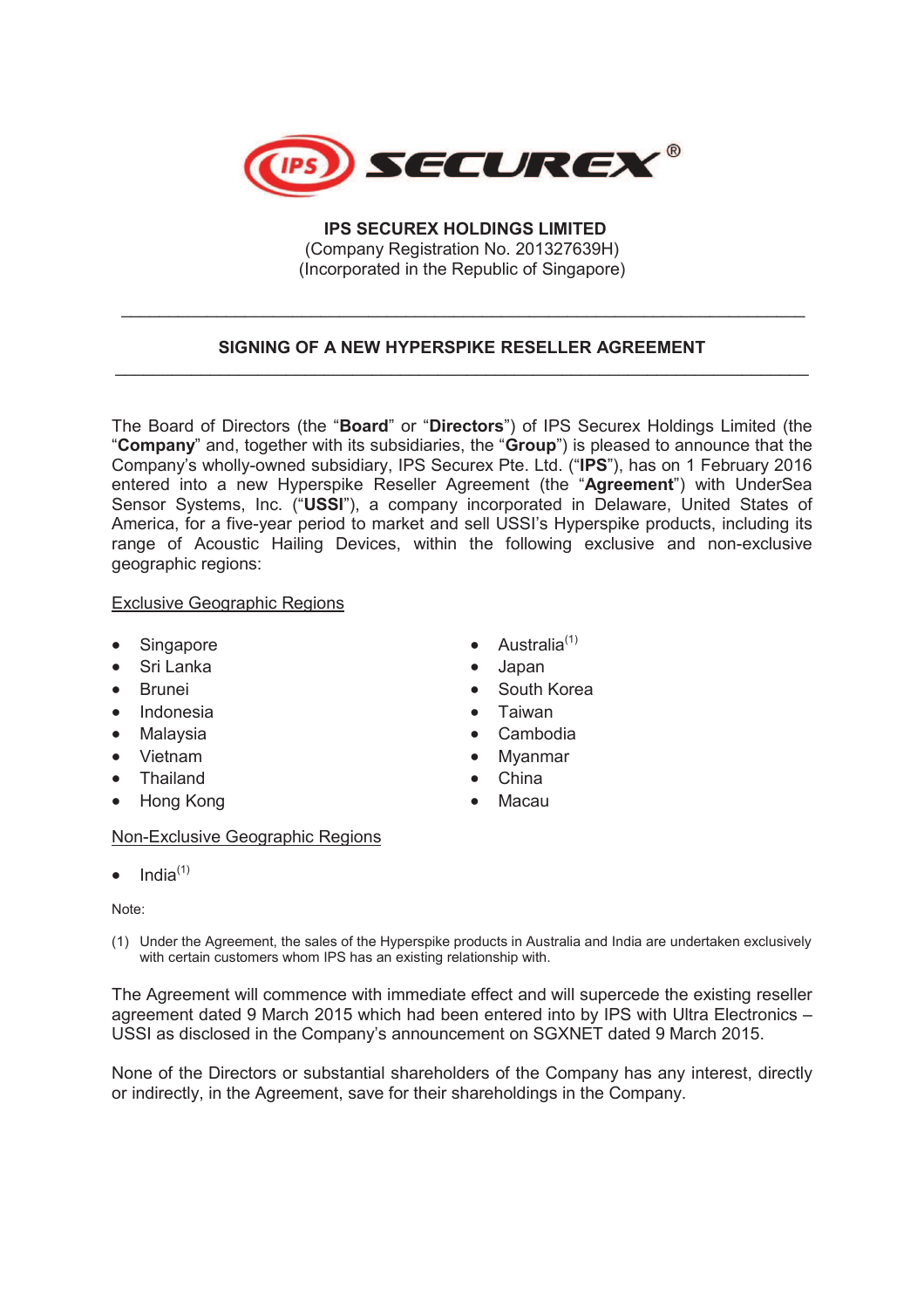**IPS SECUREX HOLDINGS LIMITED**
(Company Registration No. 201327639H)
(Incorporated in the Republic of Singapore)

---

## SIGNING OF A NEW HYPERSPIKE RESELLER AGREEMENT

---

The Board of Directors (the "**Board**" or "**Directors**") of IPS Securex Holdings Limited (the "**Company**" and, together with its subsidiaries, the "**Group**") is pleased to announce that the Company's wholly-owned subsidiary, IPS Securex Pte. Ltd. ("**IPS**"), has on 1 February 2016 entered into a new Hyperspike Reseller Agreement (the "**Agreement**") with UnderSea Sensor Systems, Inc. ("**USSI**"), a company incorporated in Delaware, United States of America, for a five-year period to market and sell USSI's Hyperspike products, including its range of Acoustic Hailing Devices, within the following exclusive and non-exclusive geographic regions:

Exclusive Geographic Regions

- Singapore
- Sri Lanka
- Brunei
- Indonesia
- Malaysia
- Vietnam
- Thailand
- Hong Kong
- Australia(1)
- Japan
- South Korea
- Taiwan
- Cambodia
- Myanmar
- China
- Macau

Non-Exclusive Geographic Regions

- India(1)

Note:

(1) Under the Agreement, the sales of the Hyperspike products in Australia and India are undertaken exclusively with certain customers whom IPS has an existing relationship with.

The Agreement will commence with immediate effect and will supercede the existing reseller agreement dated 9 March 2015 which had been entered into by IPS with Ultra Electronics – USSI as disclosed in the Company's announcement on SGXNET dated 9 March 2015.

None of the Directors or substantial shareholders of the Company has any interest, directly or indirectly, in the Agreement, save for their shareholdings in the Company.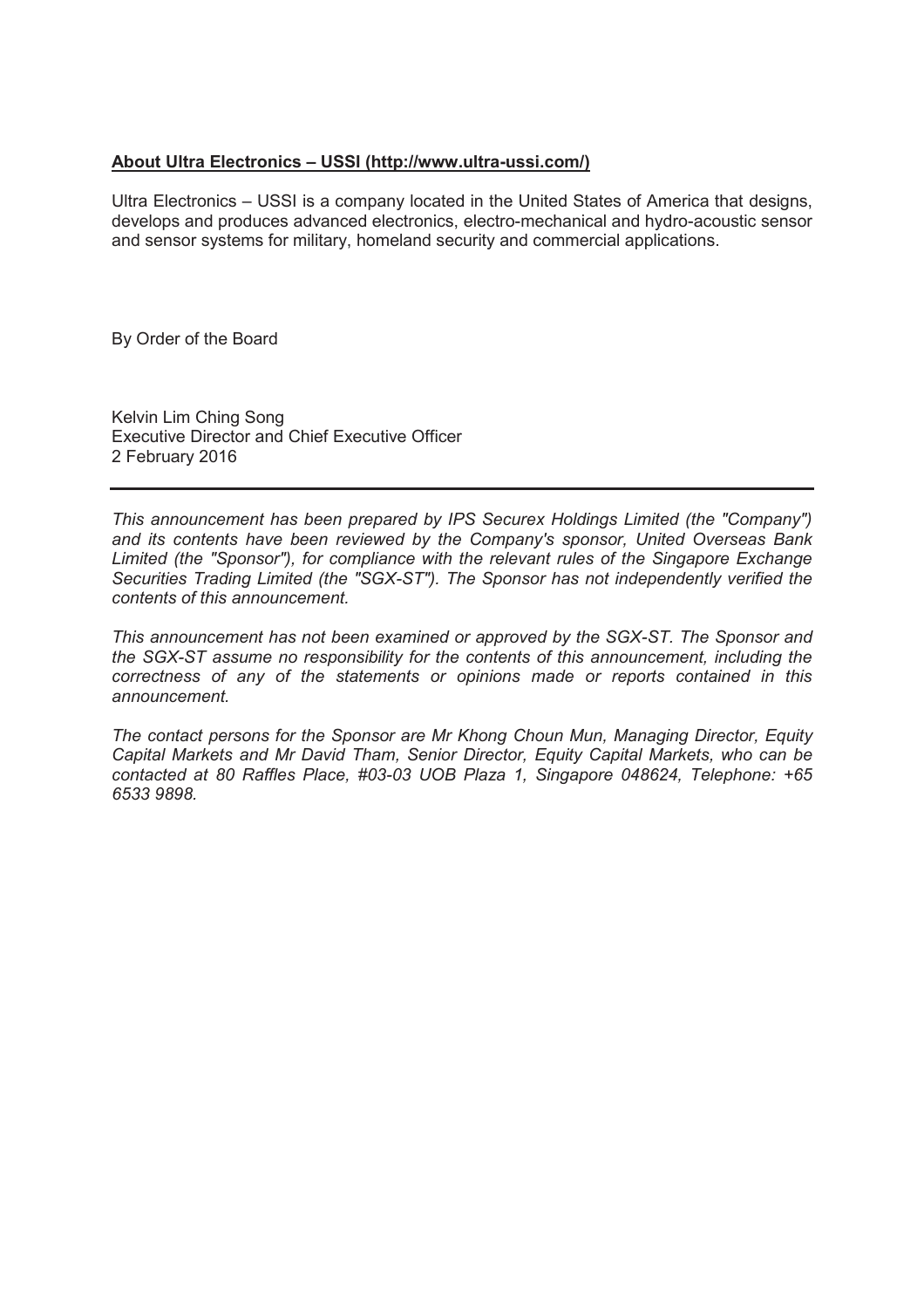**<u>About Ultra Electronics – USSI (http://www.ultra-ussi.com/)</u>**

Ultra Electronics – USSI is a company located in the United States of America that designs, develops and produces advanced electronics, electro-mechanical and hydro-acoustic sensor and sensor systems for military, homeland security and commercial applications.

By Order of the Board

Kelvin Lim Ching Song
Executive Director and Chief Executive Officer
2 February 2016

---

*This announcement has been prepared by IPS Securex Holdings Limited (the "Company") and its contents have been reviewed by the Company's sponsor, United Overseas Bank Limited (the "Sponsor"), for compliance with the relevant rules of the Singapore Exchange Securities Trading Limited (the "SGX-ST"). The Sponsor has not independently verified the contents of this announcement.*

*This announcement has not been examined or approved by the SGX-ST. The Sponsor and the SGX-ST assume no responsibility for the contents of this announcement, including the correctness of any of the statements or opinions made or reports contained in this announcement.*

*The contact persons for the Sponsor are Mr Khong Choun Mun, Managing Director, Equity Capital Markets and Mr David Tham, Senior Director, Equity Capital Markets, who can be contacted at 80 Raffles Place, #03-03 UOB Plaza 1, Singapore 048624, Telephone: +65 6533 9898.*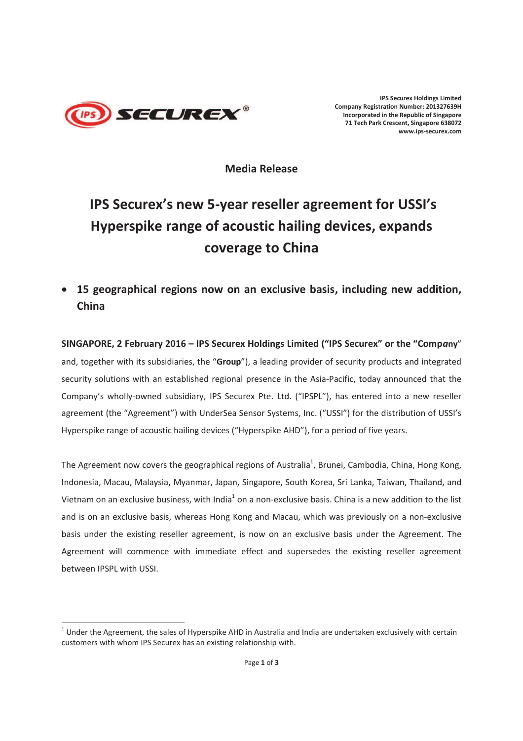IPS Securex Holdings Limited
Company Registration Number: 201327639H
Incorporated in the Republic of Singapore
71 Tech Park Crescent, Singapore 638072
www.ips-securex.com

**Media Release**

# IPS Securex's new 5-year reseller agreement for USSI's Hyperspike range of acoustic hailing devices, expands coverage to China

- **15 geographical regions now on an exclusive basis, including new addition, China**

**SINGAPORE, 2 February 2016 – IPS Securex Holdings Limited ("IPS Securex" or the "Company**" and, together with its subsidiaries, the "**Group**"), a leading provider of security products and integrated security solutions with an established regional presence in the Asia-Pacific, today announced that the Company's wholly-owned subsidiary, IPS Securex Pte. Ltd. ("IPSPL"), has entered into a new reseller agreement (the "Agreement") with UnderSea Sensor Systems, Inc. ("USSI") for the distribution of USSI's Hyperspike range of acoustic hailing devices ("Hyperspike AHD"), for a period of five years.

The Agreement now covers the geographical regions of Australia[1], Brunei, Cambodia, China, Hong Kong, Indonesia, Macau, Malaysia, Myanmar, Japan, Singapore, South Korea, Sri Lanka, Taiwan, Thailand, and Vietnam on an exclusive business, with India[1] on a non-exclusive basis. China is a new addition to the list and is on an exclusive basis, whereas Hong Kong and Macau, which was previously on a non-exclusive basis under the existing reseller agreement, is now on an exclusive basis under the Agreement. The Agreement will commence with immediate effect and supersedes the existing reseller agreement between IPSPL with USSI.

[1] Under the Agreement, the sales of Hyperspike AHD in Australia and India are undertaken exclusively with certain customers with whom IPS Securex has an existing relationship with.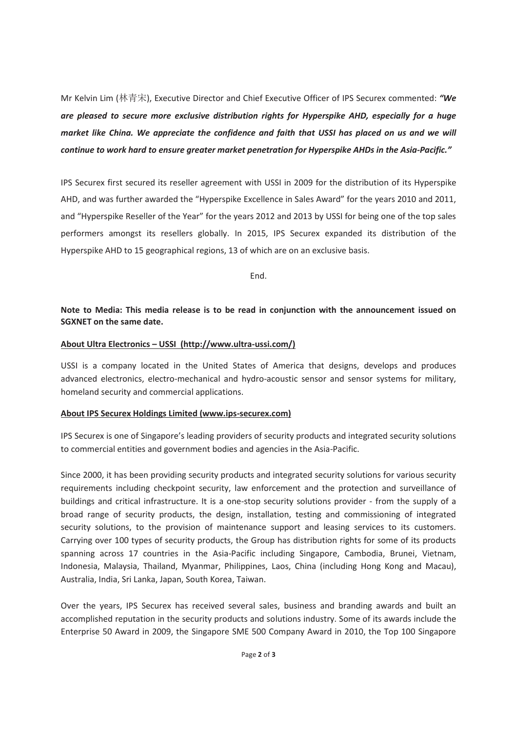Mr Kelvin Lim (林青宋), Executive Director and Chief Executive Officer of IPS Securex commented: ***"We are pleased to secure more exclusive distribution rights for Hyperspike AHD, especially for a huge market like China. We appreciate the confidence and faith that USSI has placed on us and we will continue to work hard to ensure greater market penetration for Hyperspike AHDs in the Asia-Pacific."***

IPS Securex first secured its reseller agreement with USSI in 2009 for the distribution of its Hyperspike AHD, and was further awarded the "Hyperspike Excellence in Sales Award" for the years 2010 and 2011, and "Hyperspike Reseller of the Year" for the years 2012 and 2013 by USSI for being one of the top sales performers amongst its resellers globally. In 2015, IPS Securex expanded its distribution of the Hyperspike AHD to 15 geographical regions, 13 of which are on an exclusive basis.

End.

**Note to Media: This media release is to be read in conjunction with the announcement issued on SGXNET on the same date.**

**About Ultra Electronics – USSI (http://www.ultra-ussi.com/)**

USSI is a company located in the United States of America that designs, develops and produces advanced electronics, electro-mechanical and hydro-acoustic sensor and sensor systems for military, homeland security and commercial applications.

**About IPS Securex Holdings Limited (www.ips-securex.com)**

IPS Securex is one of Singapore's leading providers of security products and integrated security solutions to commercial entities and government bodies and agencies in the Asia-Pacific.

Since 2000, it has been providing security products and integrated security solutions for various security requirements including checkpoint security, law enforcement and the protection and surveillance of buildings and critical infrastructure. It is a one-stop security solutions provider - from the supply of a broad range of security products, the design, installation, testing and commissioning of integrated security solutions, to the provision of maintenance support and leasing services to its customers. Carrying over 100 types of security products, the Group has distribution rights for some of its products spanning across 17 countries in the Asia-Pacific including Singapore, Cambodia, Brunei, Vietnam, Indonesia, Malaysia, Thailand, Myanmar, Philippines, Laos, China (including Hong Kong and Macau), Australia, India, Sri Lanka, Japan, South Korea, Taiwan.

Over the years, IPS Securex has received several sales, business and branding awards and built an accomplished reputation in the security products and solutions industry. Some of its awards include the Enterprise 50 Award in 2009, the Singapore SME 500 Company Award in 2010, the Top 100 Singapore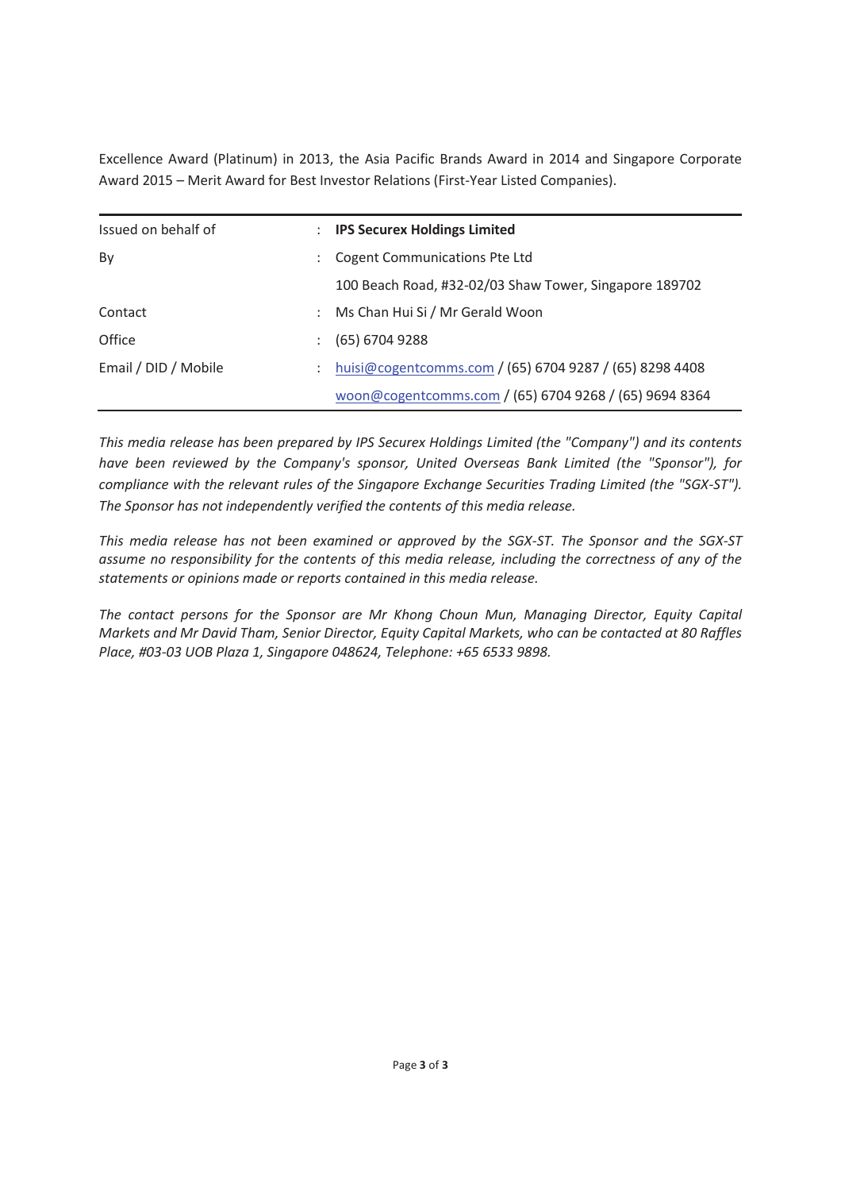Excellence Award (Platinum) in 2013, the Asia Pacific Brands Award in 2014 and Singapore Corporate Award 2015 – Merit Award for Best Investor Relations (First-Year Listed Companies).

| | | |
|---|---|---|
| Issued on behalf of | : | **IPS Securex Holdings Limited** |
| By | : | Cogent Communications Pte Ltd |
| | | 100 Beach Road, #32-02/03 Shaw Tower, Singapore 189702 |
| Contact | : | Ms Chan Hui Si / Mr Gerald Woon |
| Office | : | (65) 6704 9288 |
| Email / DID / Mobile | : | huisi@cogentcomms.com / (65) 6704 9287 / (65) 8298 4408 |
| | | woon@cogentcomms.com / (65) 6704 9268 / (65) 9694 8364 |

*This media release has been prepared by IPS Securex Holdings Limited (the "Company") and its contents have been reviewed by the Company's sponsor, United Overseas Bank Limited (the "Sponsor"), for compliance with the relevant rules of the Singapore Exchange Securities Trading Limited (the "SGX-ST"). The Sponsor has not independently verified the contents of this media release.*

*This media release has not been examined or approved by the SGX-ST. The Sponsor and the SGX-ST assume no responsibility for the contents of this media release, including the correctness of any of the statements or opinions made or reports contained in this media release.*

*The contact persons for the Sponsor are Mr Khong Choun Mun, Managing Director, Equity Capital Markets and Mr David Tham, Senior Director, Equity Capital Markets, who can be contacted at 80 Raffles Place, #03-03 UOB Plaza 1, Singapore 048624, Telephone: +65 6533 9898.*